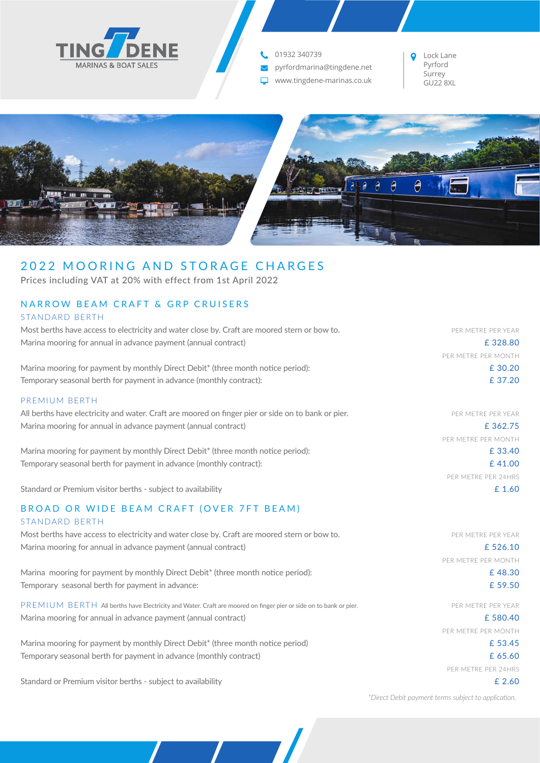TINGDENE
MARINAS & BOAT SALES

01932 340739
pyrfordmarina@tingdene.net
www.tingdene-marinas.co.uk

Lock Lane
Pyrford
Surrey
GU22 8XL

# 2022 MOORING AND STORAGE CHARGES

Prices including VAT at 20% with effect from 1st April 2022

## NARROW BEAM CRAFT & GRP CRUISERS

### STANDARD BERTH

| | |
|---|---|
| Most berths have access to electricity and water close by. Craft are moored stern or bow to. | PER METRE PER YEAR |
| Marina mooring for annual in advance payment (annual contract) | £ 328.80 |
| | PER METRE PER MONTH |
| Marina mooring for payment by monthly Direct Debit* (three month notice period): | £ 30.20 |
| Temporary seasonal berth for payment in advance (monthly contract): | £ 37.20 |

### PREMIUM BERTH

| | |
|---|---|
| All berths have electricity and water. Craft are moored on finger pier or side on to bank or pier. | PER METRE PER YEAR |
| Marina mooring for annual in advance payment (annual contract) | £ 362.75 |
| | PER METRE PER MONTH |
| Marina mooring for payment by monthly Direct Debit* (three month notice period): | £ 33.40 |
| Temporary seasonal berth for payment in advance (monthly contract): | £ 41.00 |
| | PER METRE PER 24HRS |
| Standard or Premium visitor berths - subject to availability | £ 1.60 |

## BROAD OR WIDE BEAM CRAFT (OVER 7FT BEAM)

### STANDARD BERTH

| | |
|---|---|
| Most berths have access to electricity and water close by. Craft are moored stern or bow to. | PER METRE PER YEAR |
| Marina mooring for annual in advance payment (annual contract) | £ 526.10 |
| | PER METRE PER MONTH |
| Marina mooring for payment by monthly Direct Debit* (three month notice period): | £ 48.30 |
| Temporary seasonal berth for payment in advance: | £ 59.50 |

### PREMIUM BERTH

All berths have Electricity and Water. Craft are moored on finger pier or side on to bank or pier.

| | |
|---|---|
| | PER METRE PER YEAR |
| Marina mooring for annual in advance payment (annual contract) | £ 580.40 |
| | PER METRE PER MONTH |
| Marina mooring for payment by monthly Direct Debit* (three month notice period) | £ 53.45 |
| Temporary seasonal berth for payment in advance (monthly contract) | £ 65.60 |
| | PER METRE PER 24HRS |
| Standard or Premium visitor berths - subject to availability | £ 2.60 |

*\*Direct Debit payment terms subject to application.*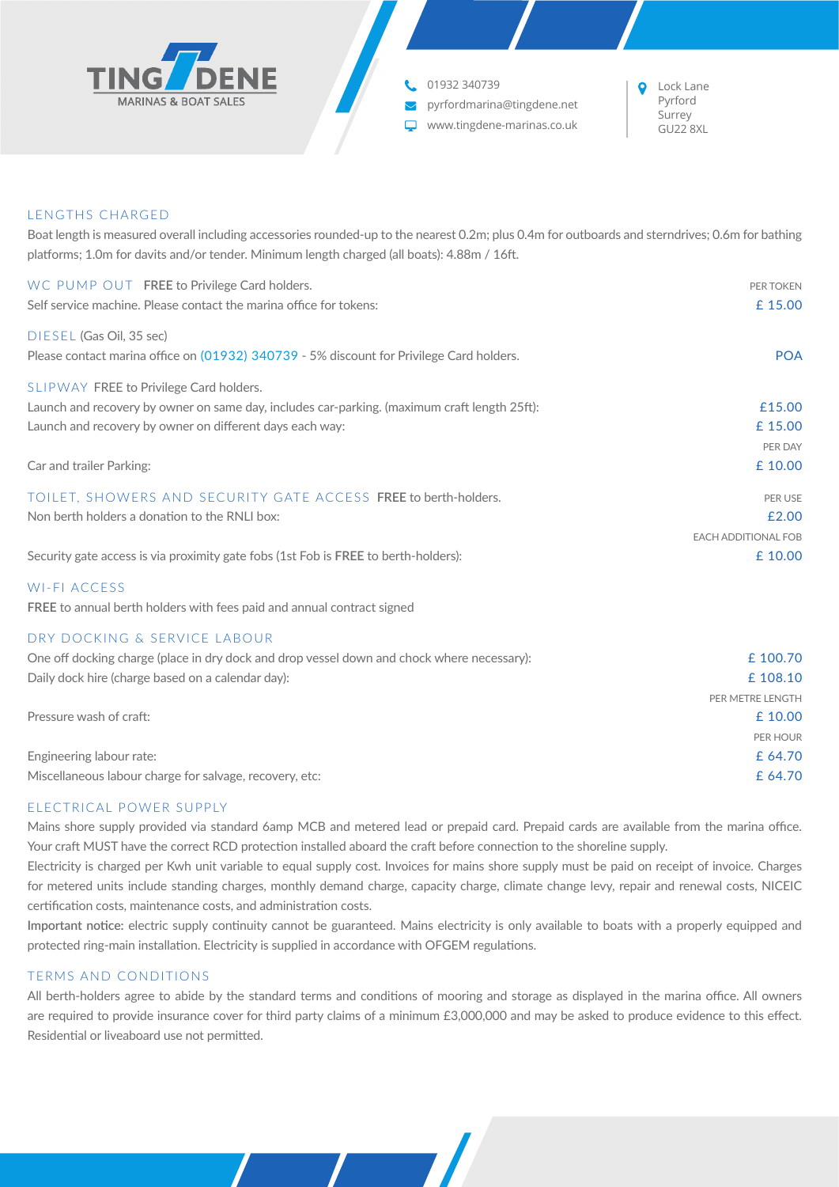**TINGDENE**
MARINAS & BOAT SALES

01932 340739
pyrfordmarina@tingdene.net
www.tingdene-marinas.co.uk

Lock Lane
Pyrford
Surrey
GU22 8XL

## LENGTHS CHARGED

Boat length is measured overall including accessories rounded-up to the nearest 0.2m; plus 0.4m for outboards and sterndrives; 0.6m for bathing platforms; 1.0m for davits and/or tender. Minimum length charged (all boats): 4.88m / 16ft.

## WC PUMP OUT

**FREE** to Privilege Card holders.

| | |
|---|---|
| | PER TOKEN |
| Self service machine. Please contact the marina office for tokens: | £ 15.00 |

## DIESEL (Gas Oil, 35 sec)

| | |
|---|---|
| Please contact marina office on (01932) 340739 - 5% discount for Privilege Card holders. | POA |

## SLIPWAY

FREE to Privilege Card holders.

| | |
|---|---|
| Launch and recovery by owner on same day, includes car-parking. (maximum craft length 25ft): | £15.00 |
| Launch and recovery by owner on different days each way: | £ 15.00 |
| | PER DAY |
| Car and trailer Parking: | £ 10.00 |

## TOILET, SHOWERS AND SECURITY GATE ACCESS

**FREE** to berth-holders.

| | |
|---|---|
| | PER USE |
| Non berth holders a donation to the RNLI box: | £2.00 |
| | EACH ADDITIONAL FOB |
| Security gate access is via proximity gate fobs (1st Fob is **FREE** to berth-holders): | £ 10.00 |

## WI-FI ACCESS

**FREE** to annual berth holders with fees paid and annual contract signed

## DRY DOCKING & SERVICE LABOUR

| | |
|---|---|
| One off docking charge (place in dry dock and drop vessel down and chock where necessary): | £ 100.70 |
| Daily dock hire (charge based on a calendar day): | £ 108.10 |
| | PER METRE LENGTH |
| Pressure wash of craft: | £ 10.00 |
| | PER HOUR |
| Engineering labour rate: | £ 64.70 |
| Miscellaneous labour charge for salvage, recovery, etc: | £ 64.70 |

## ELECTRICAL POWER SUPPLY

Mains shore supply provided via standard 6amp MCB and metered lead or prepaid card. Prepaid cards are available from the marina office. Your craft MUST have the correct RCD protection installed aboard the craft before connection to the shoreline supply.

Electricity is charged per Kwh unit variable to equal supply cost. Invoices for mains shore supply must be paid on receipt of invoice. Charges for metered units include standing charges, monthly demand charge, capacity charge, climate change levy, repair and renewal costs, NICEIC certification costs, maintenance costs, and administration costs.

**Important notice:** electric supply continuity cannot be guaranteed. Mains electricity is only available to boats with a properly equipped and protected ring-main installation. Electricity is supplied in accordance with OFGEM regulations.

## TERMS AND CONDITIONS

All berth-holders agree to abide by the standard terms and conditions of mooring and storage as displayed in the marina office. All owners are required to provide insurance cover for third party claims of a minimum £3,000,000 and may be asked to produce evidence to this effect. Residential or liveaboard use not permitted.